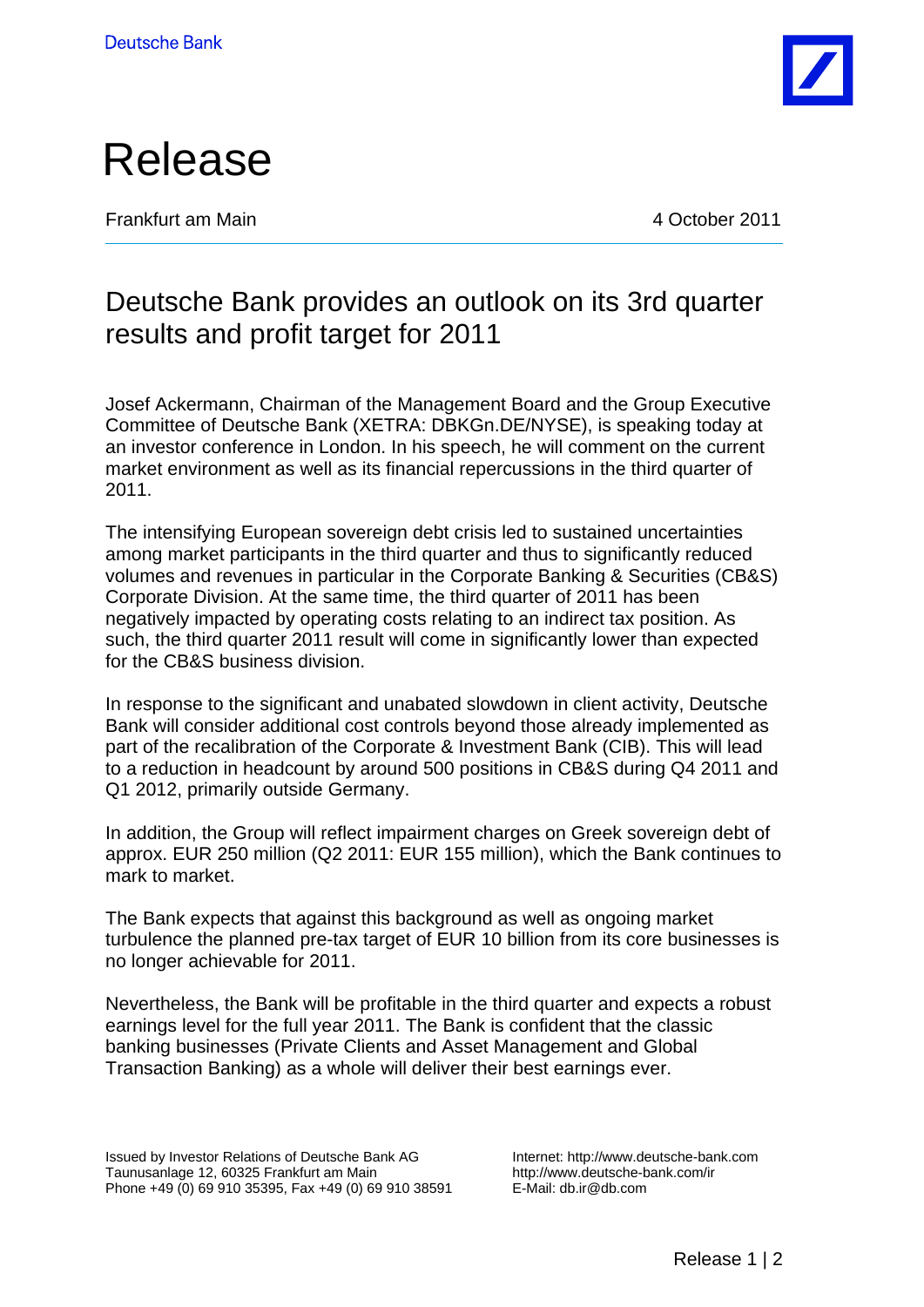Deutsche Bank

# Release

Frankfurt am Main 4 October 2011

## Deutsche Bank provides an outlook on its 3rd quarter results and profit target for 2011

Josef Ackermann, Chairman of the Management Board and the Group Executive Committee of Deutsche Bank (XETRA: DBKGn.DE/NYSE), is speaking today at an investor conference in London. In his speech, he will comment on the current market environment as well as its financial repercussions in the third quarter of 2011.

The intensifying European sovereign debt crisis led to sustained uncertainties among market participants in the third quarter and thus to significantly reduced volumes and revenues in particular in the Corporate Banking & Securities (CB&S) Corporate Division. At the same time, the third quarter of 2011 has been negatively impacted by operating costs relating to an indirect tax position. As such, the third quarter 2011 result will come in significantly lower than expected for the CB&S business division.

In response to the significant and unabated slowdown in client activity, Deutsche Bank will consider additional cost controls beyond those already implemented as part of the recalibration of the Corporate & Investment Bank (CIB). This will lead to a reduction in headcount by around 500 positions in CB&S during Q4 2011 and Q1 2012, primarily outside Germany.

In addition, the Group will reflect impairment charges on Greek sovereign debt of approx. EUR 250 million (Q2 2011: EUR 155 million), which the Bank continues to mark to market.

The Bank expects that against this background as well as ongoing market turbulence the planned pre-tax target of EUR 10 billion from its core businesses is no longer achievable for 2011.

Nevertheless, the Bank will be profitable in the third quarter and expects a robust earnings level for the full year 2011. The Bank is confident that the classic banking businesses (Private Clients and Asset Management and Global Transaction Banking) as a whole will deliver their best earnings ever.

Issued by Investor Relations of Deutsche Bank AG
Taunusanlage 12, 60325 Frankfurt am Main
Phone +49 (0) 69 910 35395, Fax +49 (0) 69 910 38591

Internet: http://www.deutsche-bank.com
http://www.deutsche-bank.com/ir
E-Mail: db.ir@db.com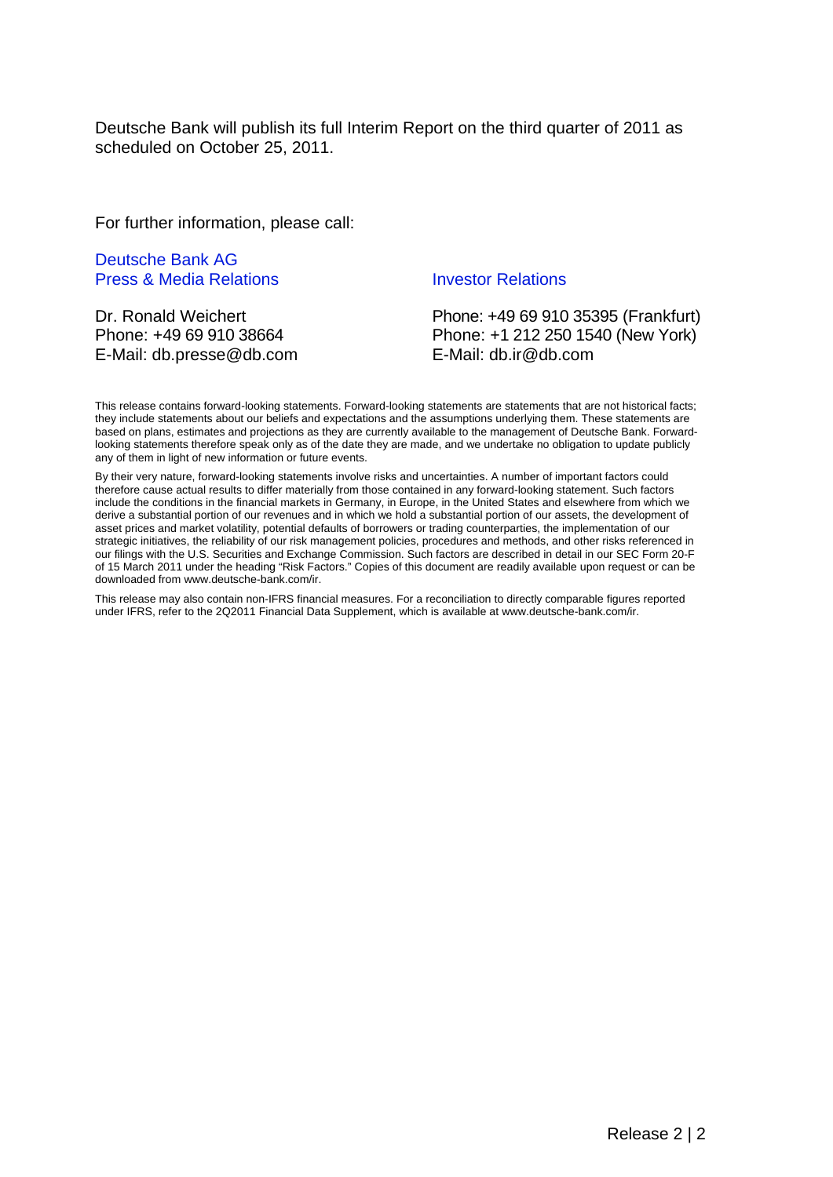Deutsche Bank will publish its full Interim Report on the third quarter of 2011 as scheduled on October 25, 2011.

For further information, please call:

Deutsche Bank AG
Press & Media Relations

Dr. Ronald Weichert
Phone: +49 69 910 38664
E-Mail: db.presse@db.com

Investor Relations

Phone: +49 69 910 35395 (Frankfurt)
Phone: +1 212 250 1540 (New York)
E-Mail: db.ir@db.com

This release contains forward-looking statements. Forward-looking statements are statements that are not historical facts; they include statements about our beliefs and expectations and the assumptions underlying them. These statements are based on plans, estimates and projections as they are currently available to the management of Deutsche Bank. Forward-looking statements therefore speak only as of the date they are made, and we undertake no obligation to update publicly any of them in light of new information or future events.

By their very nature, forward-looking statements involve risks and uncertainties. A number of important factors could therefore cause actual results to differ materially from those contained in any forward-looking statement. Such factors include the conditions in the financial markets in Germany, in Europe, in the United States and elsewhere from which we derive a substantial portion of our revenues and in which we hold a substantial portion of our assets, the development of asset prices and market volatility, potential defaults of borrowers or trading counterparties, the implementation of our strategic initiatives, the reliability of our risk management policies, procedures and methods, and other risks referenced in our filings with the U.S. Securities and Exchange Commission. Such factors are described in detail in our SEC Form 20-F of 15 March 2011 under the heading "Risk Factors." Copies of this document are readily available upon request or can be downloaded from www.deutsche-bank.com/ir.

This release may also contain non-IFRS financial measures. For a reconciliation to directly comparable figures reported under IFRS, refer to the 2Q2011 Financial Data Supplement, which is available at www.deutsche-bank.com/ir.